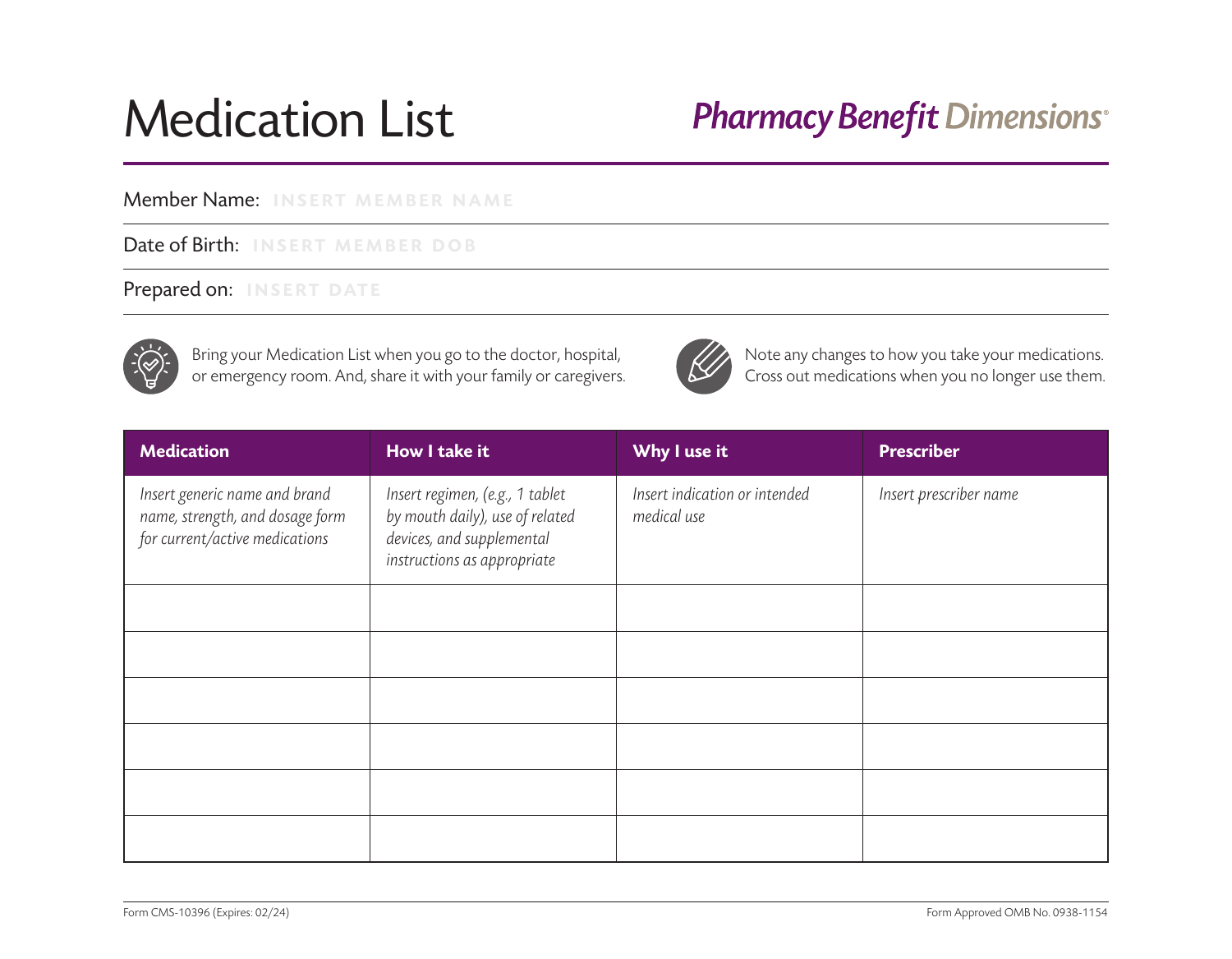# Medication List

**Pharmacy Benefit Dimensions**®

Member Name: INSERT MEMBER NAME

Date of Birth: INSERT MEMBER DOB

Prepared on: INSERT DATE

Bring your Medication List when you go to the doctor, hospital, or emergency room. And, share it with your family or caregivers.

Note any changes to how you take your medications. Cross out medications when you no longer use them.

| Medication | How I take it | Why I use it | Prescriber |
|---|---|---|---|
| *Insert generic name and brand name, strength, and dosage form for current/active medications* | *Insert regimen, (e.g., 1 tablet by mouth daily), use of related devices, and supplemental instructions as appropriate* | *Insert indication or intended medical use* | *Insert prescriber name* |
| | | | |
| | | | |
| | | | |
| | | | |
| | | | |
| | | | |

Form CMS-10396 (Expires: 02/24)

Form Approved OMB No. 0938-1154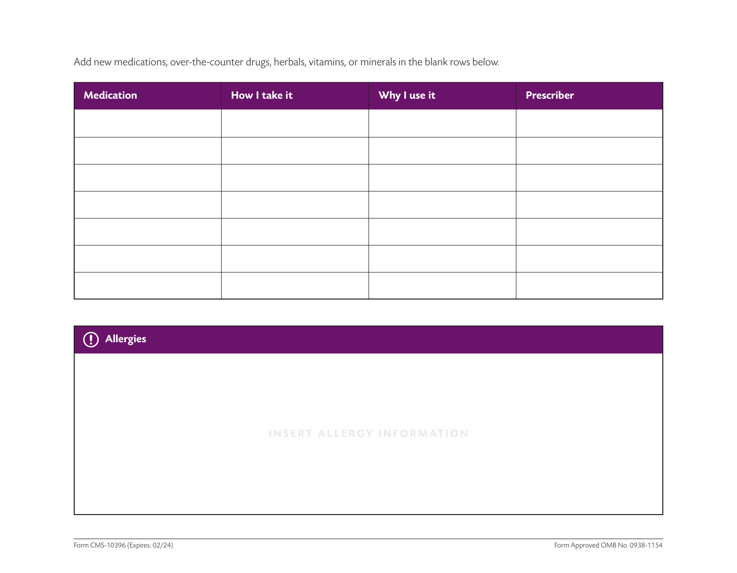Add new medications, over-the-counter drugs, herbals, vitamins, or minerals in the blank rows below.

| Medication | How I take it | Why I use it | Prescriber |
|---|---|---|---|
| | | | |
| | | | |
| | | | |
| | | | |
| | | | |
| | | | |
| | | | |

| Allergies |
|---|
| INSERT ALLERGY INFORMATION |

Form CMS-10396 (Expires: 02/24)

Form Approved OMB No. 0938-1154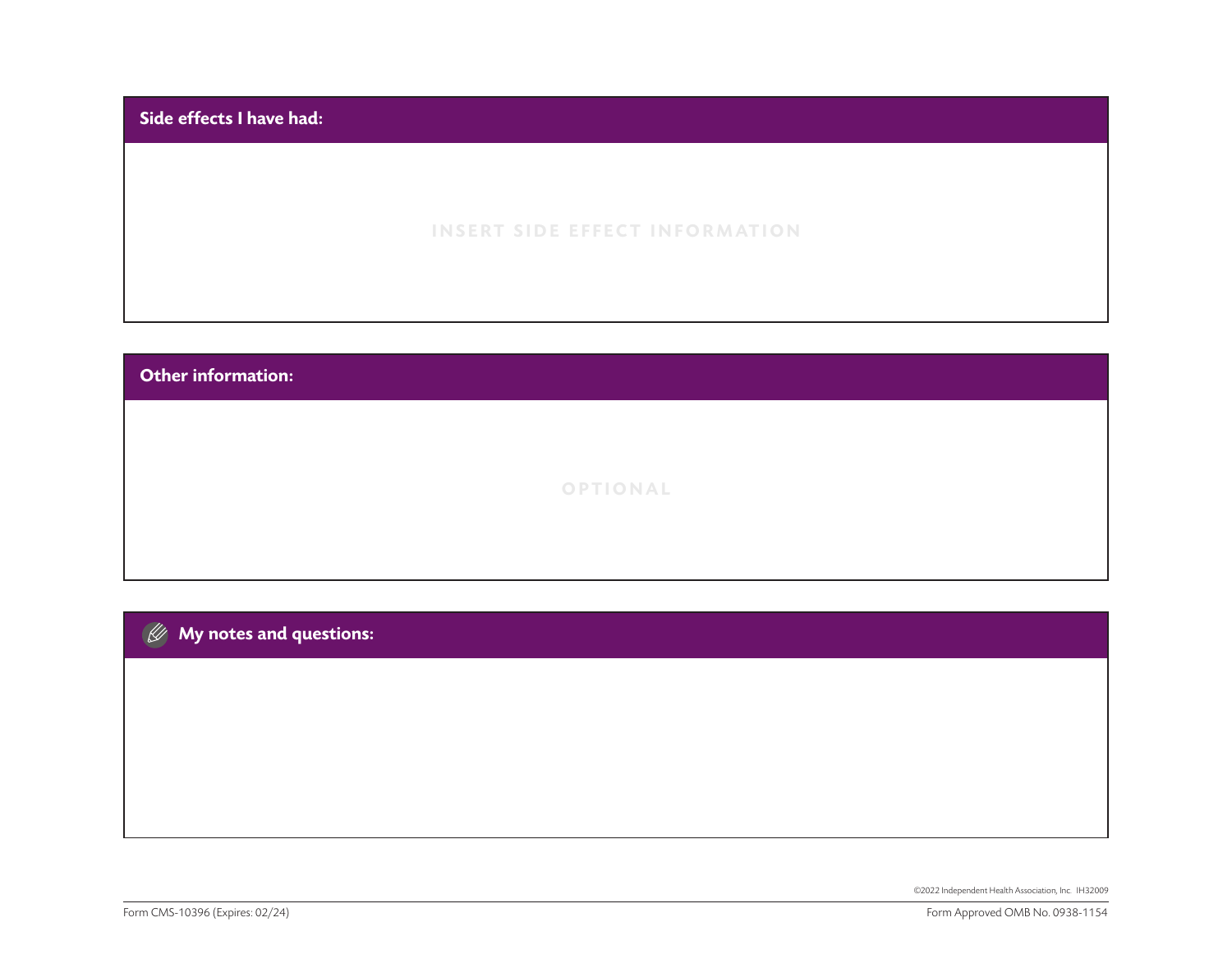## Side effects I have had:

INSERT SIDE EFFECT INFORMATION

## Other information:

OPTIONAL

## My notes and questions:

©2022 Independent Health Association, Inc. IH32009

Form CMS-10396 (Expires: 02/24)

Form Approved OMB No. 0938-1154